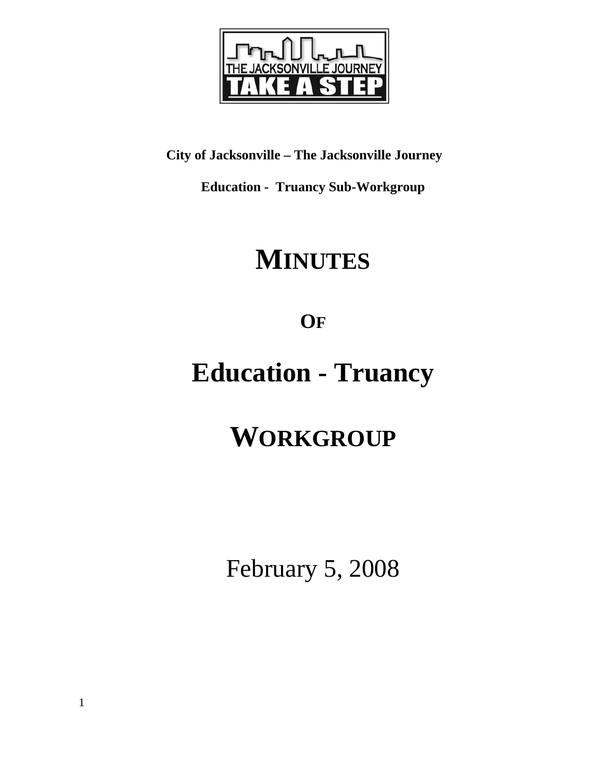**City of Jacksonville – The Jacksonville Journey**

**Education - Truancy Sub-Workgroup**

# MINUTES

# OF

# Education - Truancy

# WORKGROUP

February 5, 2008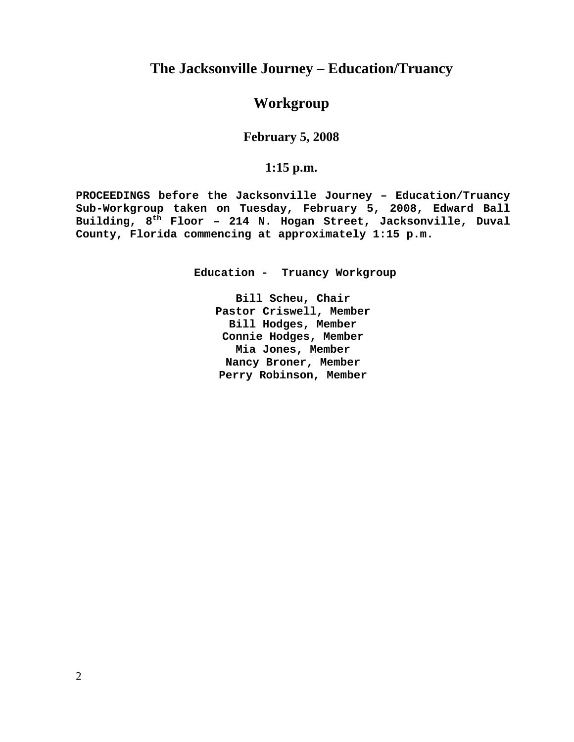# The Jacksonville Journey – Education/Truancy

# Workgroup

### February 5, 2008

### 1:15 p.m.

**PROCEEDINGS before the Jacksonville Journey – Education/Truancy Sub-Workgroup taken on Tuesday, February 5, 2008, Edward Ball Building, 8th Floor – 214 N. Hogan Street, Jacksonville, Duval County, Florida commencing at approximately 1:15 p.m.**

**Education - Truancy Workgroup**

**Bill Scheu, Chair**
**Pastor Criswell, Member**
**Bill Hodges, Member**
**Connie Hodges, Member**
**Mia Jones, Member**
**Nancy Broner, Member**
**Perry Robinson, Member**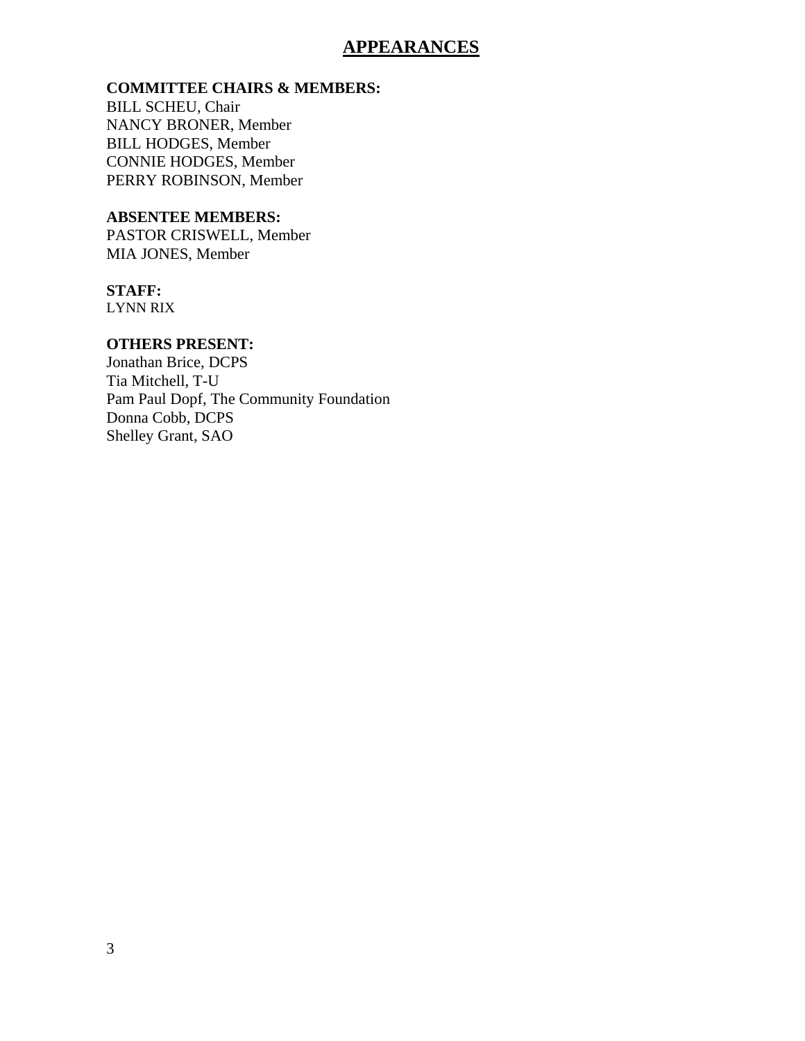# APPEARANCES

**COMMITTEE CHAIRS & MEMBERS:**
BILL SCHEU, Chair
NANCY BRONER, Member
BILL HODGES, Member
CONNIE HODGES, Member
PERRY ROBINSON, Member

**ABSENTEE MEMBERS:**
PASTOR CRISWELL, Member
MIA JONES, Member

**STAFF:**
LYNN RIX

**OTHERS PRESENT:**
Jonathan Brice, DCPS
Tia Mitchell, T-U
Pam Paul Dopf, The Community Foundation
Donna Cobb, DCPS
Shelley Grant, SAO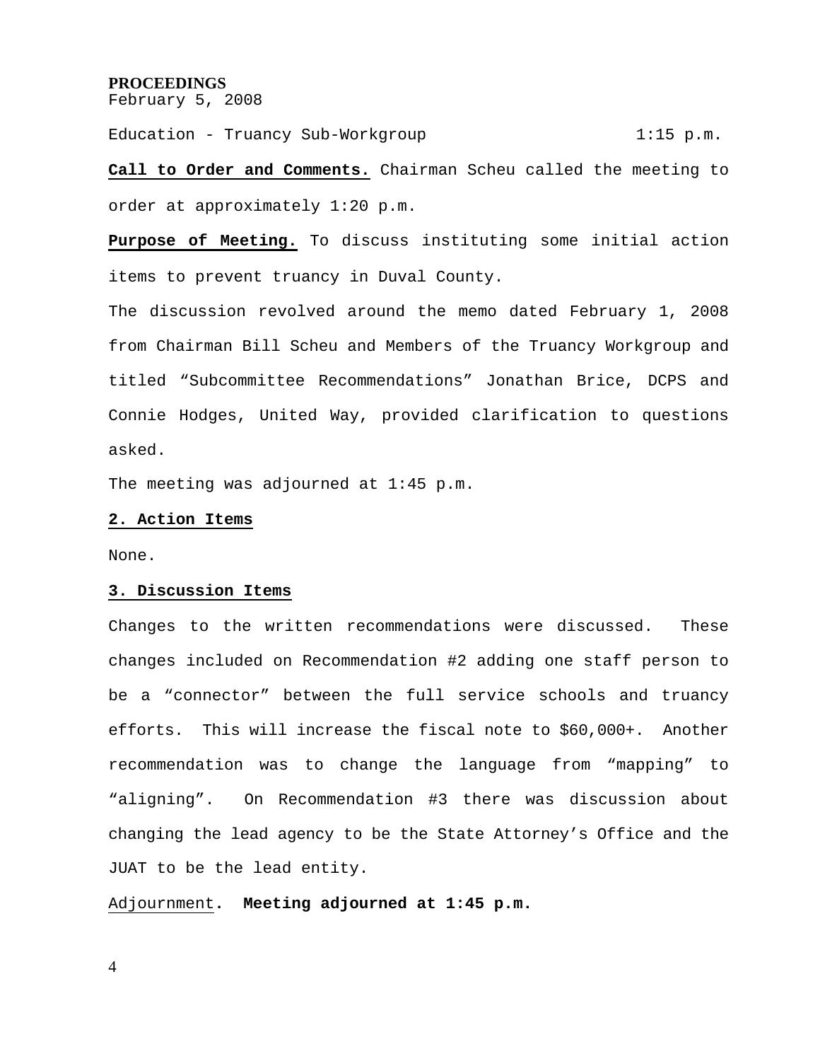**PROCEEDINGS**
February 5, 2008

Education - Truancy Sub-Workgroup 1:15 p.m.

**Call to Order and Comments.** Chairman Scheu called the meeting to order at approximately 1:20 p.m.

**Purpose of Meeting.** To discuss instituting some initial action items to prevent truancy in Duval County.

The discussion revolved around the memo dated February 1, 2008 from Chairman Bill Scheu and Members of the Truancy Workgroup and titled "Subcommittee Recommendations" Jonathan Brice, DCPS and Connie Hodges, United Way, provided clarification to questions asked.

The meeting was adjourned at 1:45 p.m.

**2. Action Items**

None.

**3. Discussion Items**

Changes to the written recommendations were discussed. These changes included on Recommendation #2 adding one staff person to be a "connector" between the full service schools and truancy efforts. This will increase the fiscal note to $60,000+. Another recommendation was to change the language from "mapping" to "aligning". On Recommendation #3 there was discussion about changing the lead agency to be the State Attorney's Office and the JUAT to be the lead entity.

Adjournment. **Meeting adjourned at 1:45 p.m.**